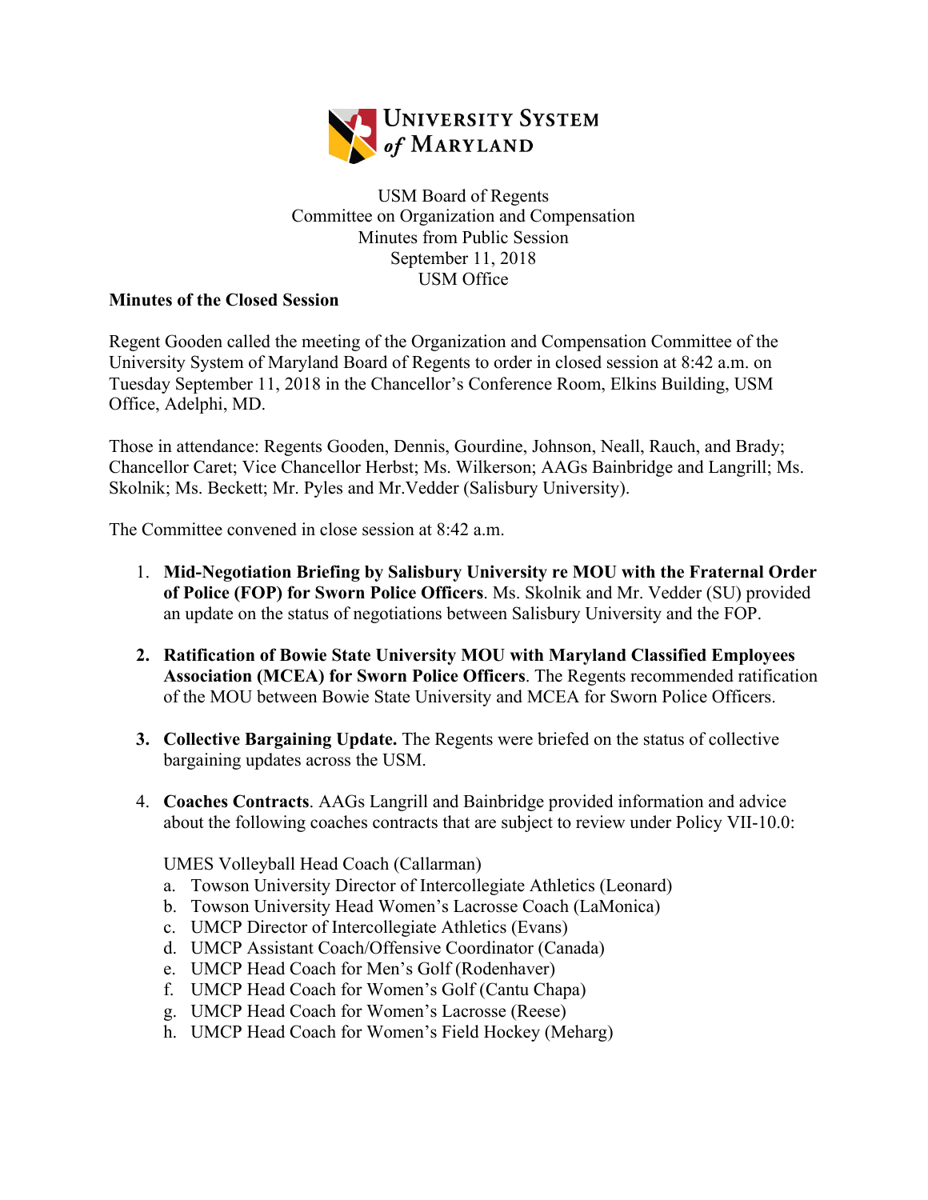UNIVERSITY SYSTEM of MARYLAND

USM Board of Regents
Committee on Organization and Compensation
Minutes from Public Session
September 11, 2018
USM Office

**Minutes of the Closed Session**

Regent Gooden called the meeting of the Organization and Compensation Committee of the University System of Maryland Board of Regents to order in closed session at 8:42 a.m. on Tuesday September 11, 2018 in the Chancellor's Conference Room, Elkins Building, USM Office, Adelphi, MD.

Those in attendance: Regents Gooden, Dennis, Gourdine, Johnson, Neall, Rauch, and Brady; Chancellor Caret; Vice Chancellor Herbst; Ms. Wilkerson; AAGs Bainbridge and Langrill; Ms. Skolnik; Ms. Beckett; Mr. Pyles and Mr.Vedder (Salisbury University).

The Committee convened in close session at 8:42 a.m.

1. **Mid-Negotiation Briefing by Salisbury University re MOU with the Fraternal Order of Police (FOP) for Sworn Police Officers**. Ms. Skolnik and Mr. Vedder (SU) provided an update on the status of negotiations between Salisbury University and the FOP.

2. **Ratification of Bowie State University MOU with Maryland Classified Employees Association (MCEA) for Sworn Police Officers**. The Regents recommended ratification of the MOU between Bowie State University and MCEA for Sworn Police Officers.

3. **Collective Bargaining Update.** The Regents were briefed on the status of collective bargaining updates across the USM.

4. **Coaches Contracts**. AAGs Langrill and Bainbridge provided information and advice about the following coaches contracts that are subject to review under Policy VII-10.0:

   UMES Volleyball Head Coach (Callarman)

   a. Towson University Director of Intercollegiate Athletics (Leonard)
   b. Towson University Head Women's Lacrosse Coach (LaMonica)
   c. UMCP Director of Intercollegiate Athletics (Evans)
   d. UMCP Assistant Coach/Offensive Coordinator (Canada)
   e. UMCP Head Coach for Men's Golf (Rodenhaver)
   f. UMCP Head Coach for Women's Golf (Cantu Chapa)
   g. UMCP Head Coach for Women's Lacrosse (Reese)
   h. UMCP Head Coach for Women's Field Hockey (Meharg)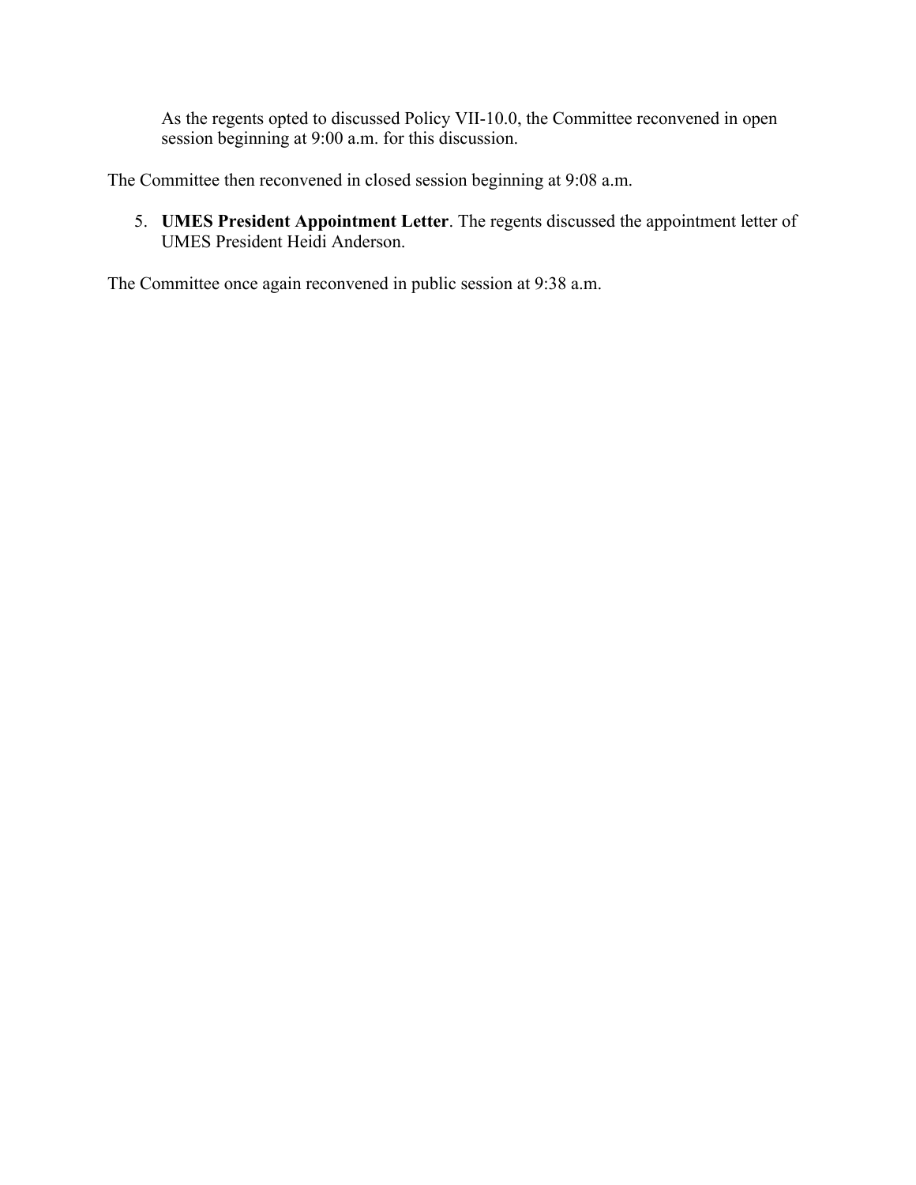As the regents opted to discussed Policy VII-10.0, the Committee reconvened in open session beginning at 9:00 a.m. for this discussion.

The Committee then reconvened in closed session beginning at 9:08 a.m.

5. **UMES President Appointment Letter**. The regents discussed the appointment letter of UMES President Heidi Anderson.

The Committee once again reconvened in public session at 9:38 a.m.